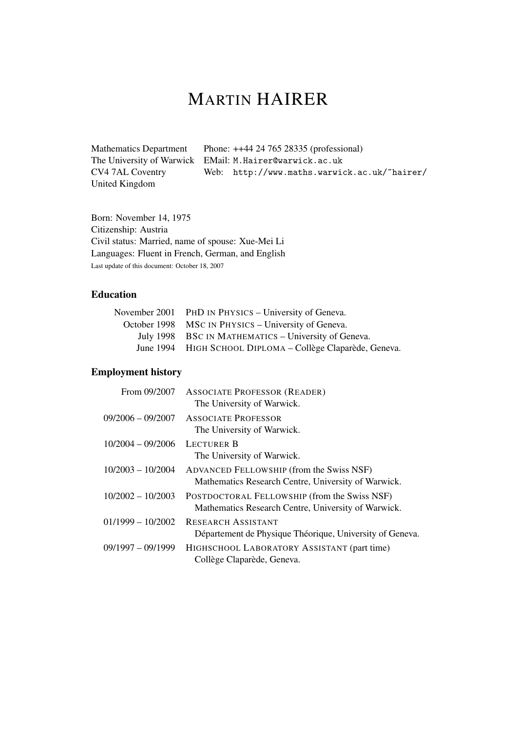# Martin HAIRER

Mathematics Department
The University of Warwick
CV4 7AL Coventry
United Kingdom

Phone: ++44 24 765 28335 (professional)
EMail: M.Hairer@warwick.ac.uk
Web: http://www.maths.warwick.ac.uk/~hairer/

Born: November 14, 1975
Citizenship: Austria
Civil status: Married, name of spouse: Xue-Mei Li
Languages: Fluent in French, German, and English
Last update of this document: October 18, 2007

## Education

| | |
|---|---|
| November 2001 | PhD in Physics – University of Geneva. |
| October 1998 | MSc in Physics – University of Geneva. |
| July 1998 | BSc in Mathematics – University of Geneva. |
| June 1994 | High School Diploma – Collège Claparède, Geneva. |

## Employment history

| | |
|---|---|
| From 09/2007 | Associate Professor (Reader)<br>The University of Warwick. |
| 09/2006 – 09/2007 | Associate Professor<br>The University of Warwick. |
| 10/2004 – 09/2006 | Lecturer B<br>The University of Warwick. |
| 10/2003 – 10/2004 | Advanced Fellowship (from the Swiss NSF)<br>Mathematics Research Centre, University of Warwick. |
| 10/2002 – 10/2003 | Postdoctoral Fellowship (from the Swiss NSF)<br>Mathematics Research Centre, University of Warwick. |
| 01/1999 – 10/2002 | Research Assistant<br>Département de Physique Théorique, University of Geneva. |
| 09/1997 – 09/1999 | Highschool Laboratory Assistant (part time)<br>Collège Claparède, Geneva. |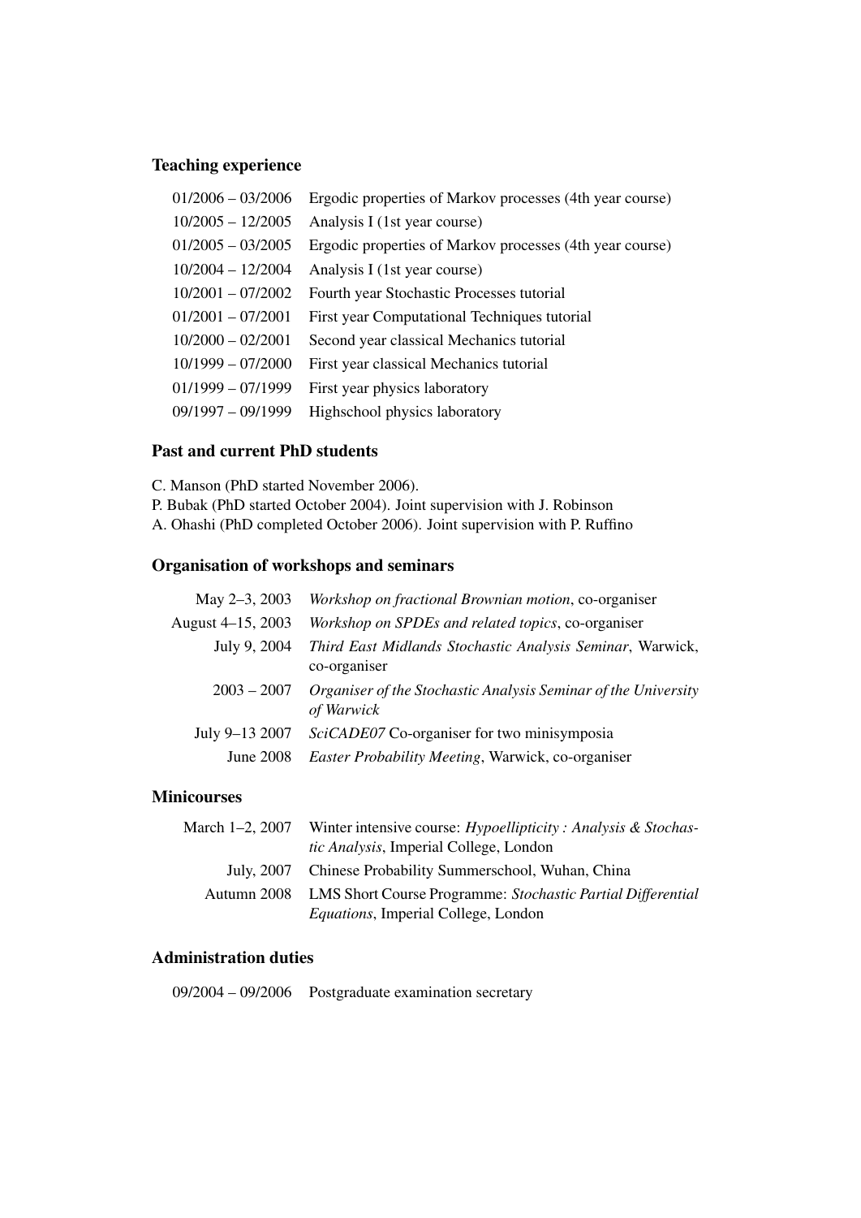### Teaching experience

| | |
|---|---|
| 01/2006 – 03/2006 | Ergodic properties of Markov processes (4th year course) |
| 10/2005 – 12/2005 | Analysis I (1st year course) |
| 01/2005 – 03/2005 | Ergodic properties of Markov processes (4th year course) |
| 10/2004 – 12/2004 | Analysis I (1st year course) |
| 10/2001 – 07/2002 | Fourth year Stochastic Processes tutorial |
| 01/2001 – 07/2001 | First year Computational Techniques tutorial |
| 10/2000 – 02/2001 | Second year classical Mechanics tutorial |
| 10/1999 – 07/2000 | First year classical Mechanics tutorial |
| 01/1999 – 07/1999 | First year physics laboratory |
| 09/1997 – 09/1999 | Highschool physics laboratory |

### Past and current PhD students

C. Manson (PhD started November 2006).
P. Bubak (PhD started October 2004). Joint supervision with J. Robinson
A. Ohashi (PhD completed October 2006). Joint supervision with P. Ruffino

### Organisation of workshops and seminars

| | |
|---|---|
| May 2–3, 2003 | *Workshop on fractional Brownian motion*, co-organiser |
| August 4–15, 2003 | *Workshop on SPDEs and related topics*, co-organiser |
| July 9, 2004 | *Third East Midlands Stochastic Analysis Seminar*, Warwick, co-organiser |
| 2003 – 2007 | *Organiser of the Stochastic Analysis Seminar of the University of Warwick* |
| July 9–13 2007 | *SciCADE07* Co-organiser for two minisymposia |
| June 2008 | *Easter Probability Meeting*, Warwick, co-organiser |

### Minicourses

| | |
|---|---|
| March 1–2, 2007 | Winter intensive course: *Hypoellipticity : Analysis & Stochastic Analysis*, Imperial College, London |
| July, 2007 | Chinese Probability Summerschool, Wuhan, China |
| Autumn 2008 | LMS Short Course Programme: *Stochastic Partial Differential Equations*, Imperial College, London |

### Administration duties

| | |
|---|---|
| 09/2004 – 09/2006 | Postgraduate examination secretary |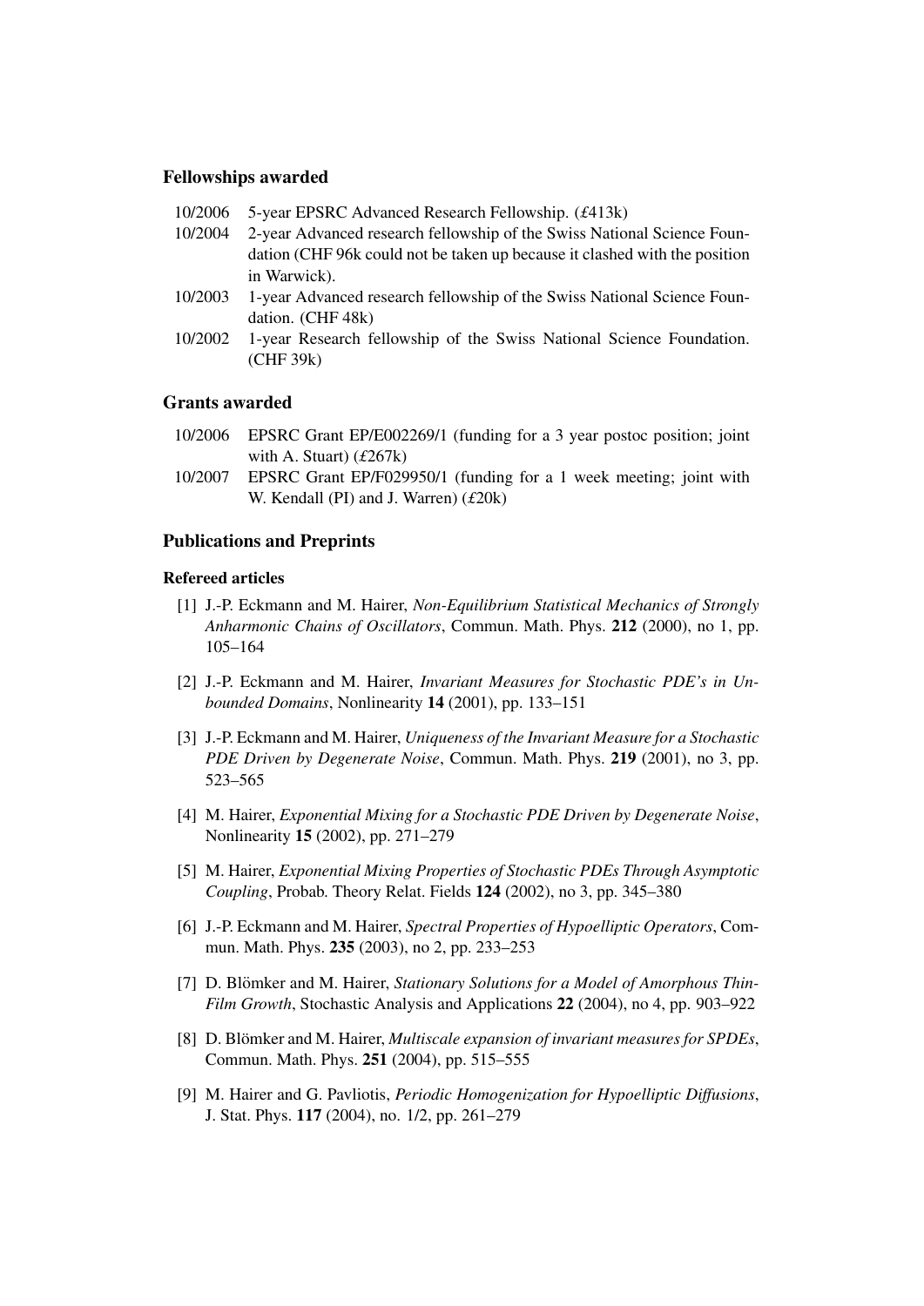### Fellowships awarded

- 10/2006 5-year EPSRC Advanced Research Fellowship. (£413k)
- 10/2004 2-year Advanced research fellowship of the Swiss National Science Foundation (CHF 96k could not be taken up because it clashed with the position in Warwick).
- 10/2003 1-year Advanced research fellowship of the Swiss National Science Foundation. (CHF 48k)
- 10/2002 1-year Research fellowship of the Swiss National Science Foundation. (CHF 39k)

### Grants awarded

- 10/2006 EPSRC Grant EP/E002269/1 (funding for a 3 year postoc position; joint with A. Stuart) (£267k)
- 10/2007 EPSRC Grant EP/F029950/1 (funding for a 1 week meeting; joint with W. Kendall (PI) and J. Warren) (£20k)

### Publications and Preprints

#### Refereed articles

[1] J.-P. Eckmann and M. Hairer, *Non-Equilibrium Statistical Mechanics of Strongly Anharmonic Chains of Oscillators*, Commun. Math. Phys. **212** (2000), no 1, pp. 105–164

[2] J.-P. Eckmann and M. Hairer, *Invariant Measures for Stochastic PDE's in Unbounded Domains*, Nonlinearity **14** (2001), pp. 133–151

[3] J.-P. Eckmann and M. Hairer, *Uniqueness of the Invariant Measure for a Stochastic PDE Driven by Degenerate Noise*, Commun. Math. Phys. **219** (2001), no 3, pp. 523–565

[4] M. Hairer, *Exponential Mixing for a Stochastic PDE Driven by Degenerate Noise*, Nonlinearity **15** (2002), pp. 271–279

[5] M. Hairer, *Exponential Mixing Properties of Stochastic PDEs Through Asymptotic Coupling*, Probab. Theory Relat. Fields **124** (2002), no 3, pp. 345–380

[6] J.-P. Eckmann and M. Hairer, *Spectral Properties of Hypoelliptic Operators*, Commun. Math. Phys. **235** (2003), no 2, pp. 233–253

[7] D. Blömker and M. Hairer, *Stationary Solutions for a Model of Amorphous Thin-Film Growth*, Stochastic Analysis and Applications **22** (2004), no 4, pp. 903–922

[8] D. Blömker and M. Hairer, *Multiscale expansion of invariant measures for SPDEs*, Commun. Math. Phys. **251** (2004), pp. 515–555

[9] M. Hairer and G. Pavliotis, *Periodic Homogenization for Hypoelliptic Diffusions*, J. Stat. Phys. **117** (2004), no. 1/2, pp. 261–279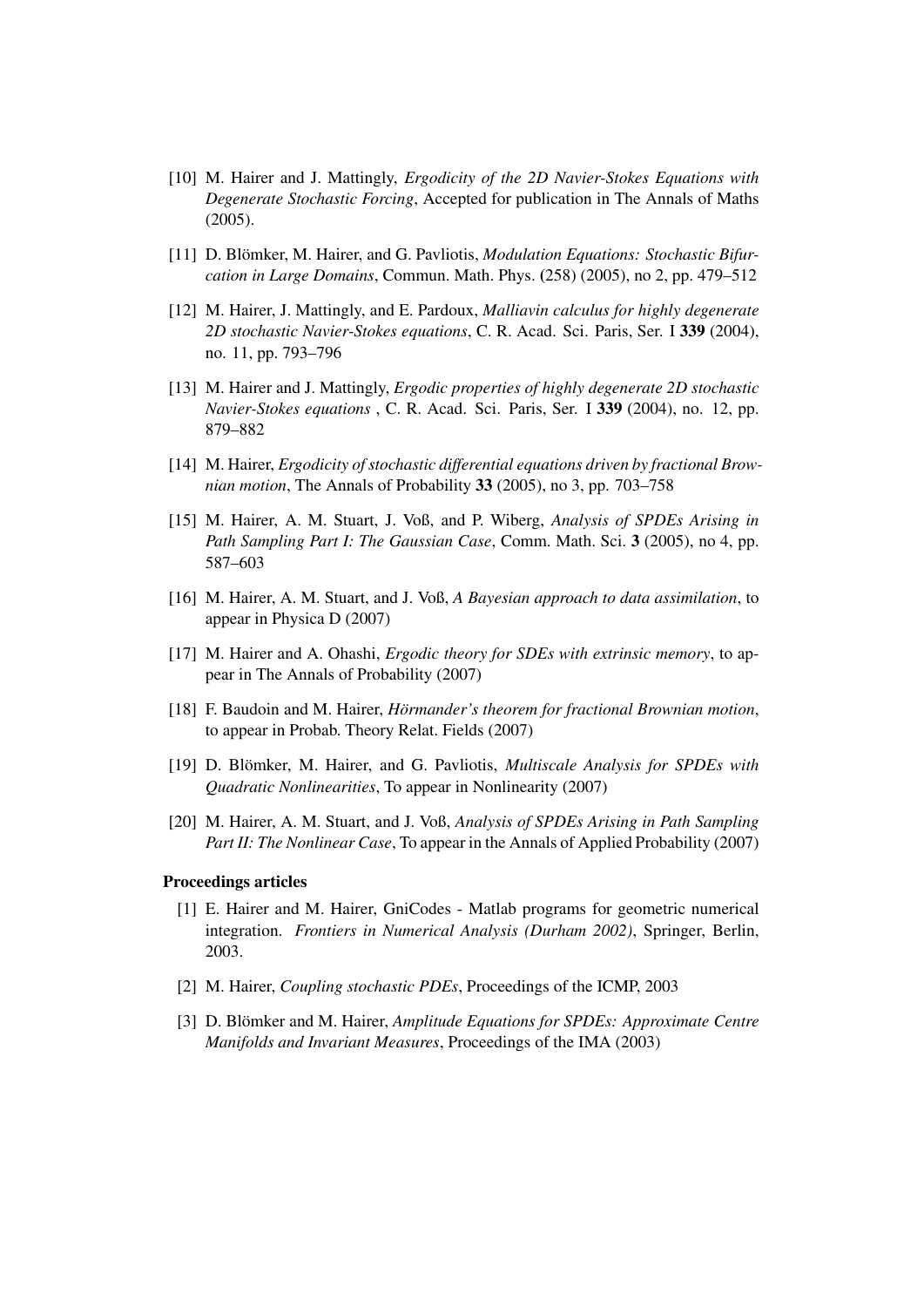[10] M. Hairer and J. Mattingly, *Ergodicity of the 2D Navier-Stokes Equations with Degenerate Stochastic Forcing*, Accepted for publication in The Annals of Maths (2005).

[11] D. Blömker, M. Hairer, and G. Pavliotis, *Modulation Equations: Stochastic Bifurcation in Large Domains*, Commun. Math. Phys. (258) (2005), no 2, pp. 479–512

[12] M. Hairer, J. Mattingly, and E. Pardoux, *Malliavin calculus for highly degenerate 2D stochastic Navier-Stokes equations*, C. R. Acad. Sci. Paris, Ser. I **339** (2004), no. 11, pp. 793–796

[13] M. Hairer and J. Mattingly, *Ergodic properties of highly degenerate 2D stochastic Navier-Stokes equations* , C. R. Acad. Sci. Paris, Ser. I **339** (2004), no. 12, pp. 879–882

[14] M. Hairer, *Ergodicity of stochastic differential equations driven by fractional Brownian motion*, The Annals of Probability **33** (2005), no 3, pp. 703–758

[15] M. Hairer, A. M. Stuart, J. Voß, and P. Wiberg, *Analysis of SPDEs Arising in Path Sampling Part I: The Gaussian Case*, Comm. Math. Sci. **3** (2005), no 4, pp. 587–603

[16] M. Hairer, A. M. Stuart, and J. Voß, *A Bayesian approach to data assimilation*, to appear in Physica D (2007)

[17] M. Hairer and A. Ohashi, *Ergodic theory for SDEs with extrinsic memory*, to appear in The Annals of Probability (2007)

[18] F. Baudoin and M. Hairer, *Hörmander's theorem for fractional Brownian motion*, to appear in Probab. Theory Relat. Fields (2007)

[19] D. Blömker, M. Hairer, and G. Pavliotis, *Multiscale Analysis for SPDEs with Quadratic Nonlinearities*, To appear in Nonlinearity (2007)

[20] M. Hairer, A. M. Stuart, and J. Voß, *Analysis of SPDEs Arising in Path Sampling Part II: The Nonlinear Case*, To appear in the Annals of Applied Probability (2007)

**Proceedings articles**

[1] E. Hairer and M. Hairer, GniCodes - Matlab programs for geometric numerical integration. *Frontiers in Numerical Analysis (Durham 2002)*, Springer, Berlin, 2003.

[2] M. Hairer, *Coupling stochastic PDEs*, Proceedings of the ICMP, 2003

[3] D. Blömker and M. Hairer, *Amplitude Equations for SPDEs: Approximate Centre Manifolds and Invariant Measures*, Proceedings of the IMA (2003)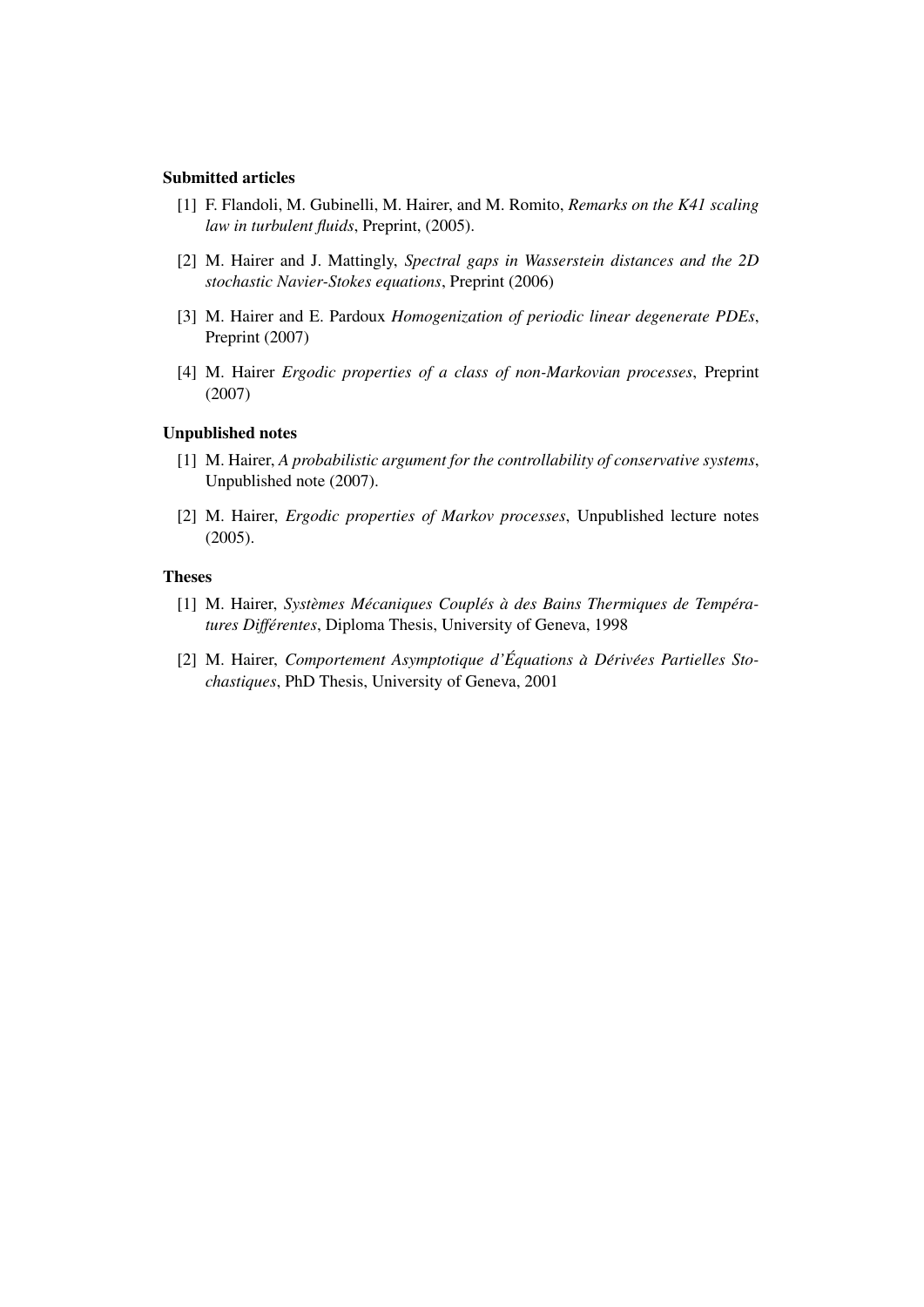**Submitted articles**

[1] F. Flandoli, M. Gubinelli, M. Hairer, and M. Romito, *Remarks on the K41 scaling law in turbulent fluids*, Preprint, (2005).

[2] M. Hairer and J. Mattingly, *Spectral gaps in Wasserstein distances and the 2D stochastic Navier-Stokes equations*, Preprint (2006)

[3] M. Hairer and E. Pardoux *Homogenization of periodic linear degenerate PDEs*, Preprint (2007)

[4] M. Hairer *Ergodic properties of a class of non-Markovian processes*, Preprint (2007)

**Unpublished notes**

[1] M. Hairer, *A probabilistic argument for the controllability of conservative systems*, Unpublished note (2007).

[2] M. Hairer, *Ergodic properties of Markov processes*, Unpublished lecture notes (2005).

**Theses**

[1] M. Hairer, *Systèmes Mécaniques Couplés à des Bains Thermiques de Températures Différentes*, Diploma Thesis, University of Geneva, 1998

[2] M. Hairer, *Comportement Asymptotique d'Équations à Dérivées Partielles Stochastiques*, PhD Thesis, University of Geneva, 2001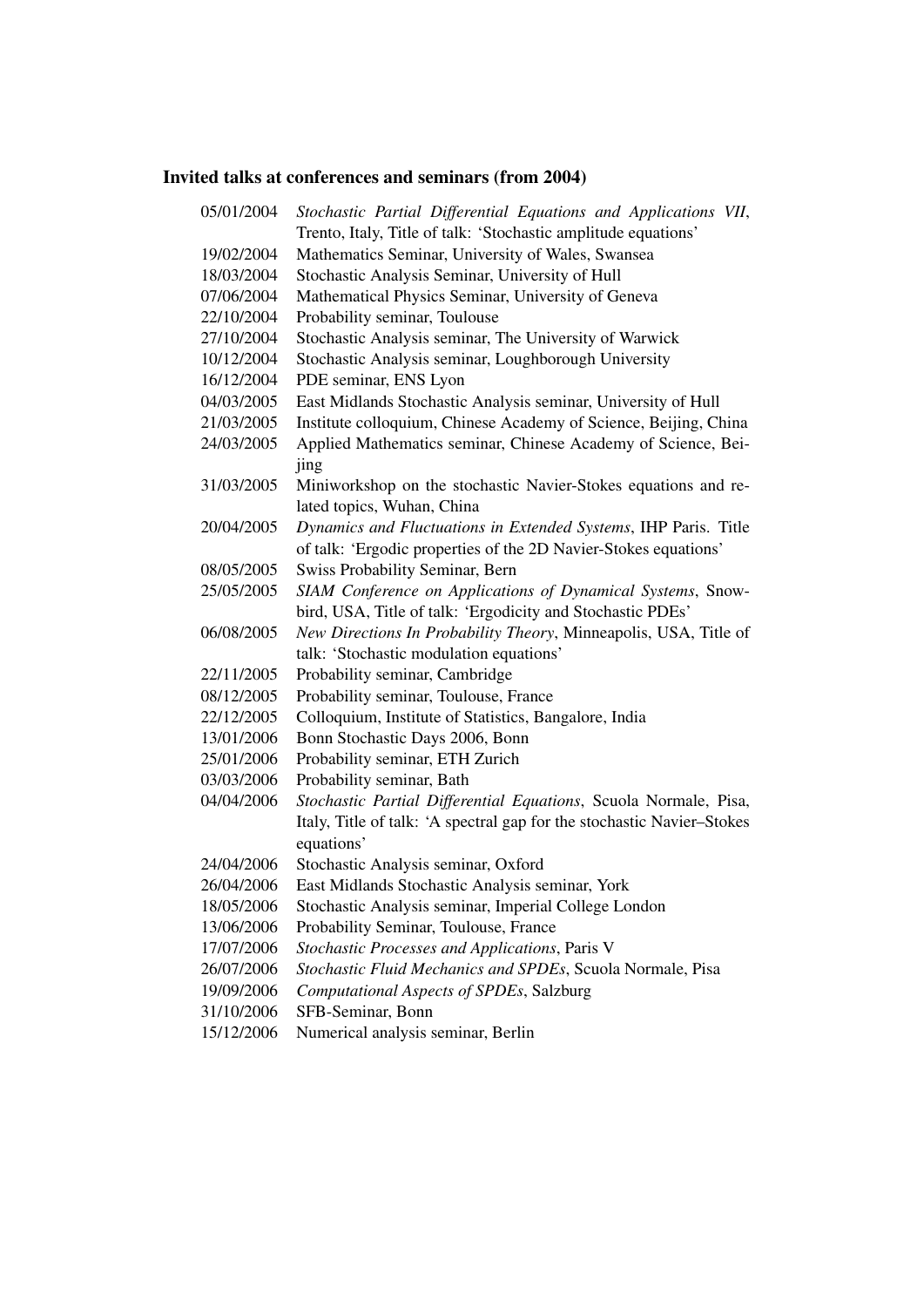### Invited talks at conferences and seminars (from 2004)

| | |
|---|---|
| 05/01/2004 | *Stochastic Partial Differential Equations and Applications VII*, Trento, Italy, Title of talk: 'Stochastic amplitude equations' |
| 19/02/2004 | Mathematics Seminar, University of Wales, Swansea |
| 18/03/2004 | Stochastic Analysis Seminar, University of Hull |
| 07/06/2004 | Mathematical Physics Seminar, University of Geneva |
| 22/10/2004 | Probability seminar, Toulouse |
| 27/10/2004 | Stochastic Analysis seminar, The University of Warwick |
| 10/12/2004 | Stochastic Analysis seminar, Loughborough University |
| 16/12/2004 | PDE seminar, ENS Lyon |
| 04/03/2005 | East Midlands Stochastic Analysis seminar, University of Hull |
| 21/03/2005 | Institute colloquium, Chinese Academy of Science, Beijing, China |
| 24/03/2005 | Applied Mathematics seminar, Chinese Academy of Science, Beijing |
| 31/03/2005 | Miniworkshop on the stochastic Navier-Stokes equations and related topics, Wuhan, China |
| 20/04/2005 | *Dynamics and Fluctuations in Extended Systems*, IHP Paris. Title of talk: 'Ergodic properties of the 2D Navier-Stokes equations' |
| 08/05/2005 | Swiss Probability Seminar, Bern |
| 25/05/2005 | *SIAM Conference on Applications of Dynamical Systems*, Snowbird, USA, Title of talk: 'Ergodicity and Stochastic PDEs' |
| 06/08/2005 | *New Directions In Probability Theory*, Minneapolis, USA, Title of talk: 'Stochastic modulation equations' |
| 22/11/2005 | Probability seminar, Cambridge |
| 08/12/2005 | Probability seminar, Toulouse, France |
| 22/12/2005 | Colloquium, Institute of Statistics, Bangalore, India |
| 13/01/2006 | Bonn Stochastic Days 2006, Bonn |
| 25/01/2006 | Probability seminar, ETH Zurich |
| 03/03/2006 | Probability seminar, Bath |
| 04/04/2006 | *Stochastic Partial Differential Equations*, Scuola Normale, Pisa, Italy, Title of talk: 'A spectral gap for the stochastic Navier–Stokes equations' |
| 24/04/2006 | Stochastic Analysis seminar, Oxford |
| 26/04/2006 | East Midlands Stochastic Analysis seminar, York |
| 18/05/2006 | Stochastic Analysis seminar, Imperial College London |
| 13/06/2006 | Probability Seminar, Toulouse, France |
| 17/07/2006 | *Stochastic Processes and Applications*, Paris V |
| 26/07/2006 | *Stochastic Fluid Mechanics and SPDEs*, Scuola Normale, Pisa |
| 19/09/2006 | *Computational Aspects of SPDEs*, Salzburg |
| 31/10/2006 | SFB-Seminar, Bonn |
| 15/12/2006 | Numerical analysis seminar, Berlin |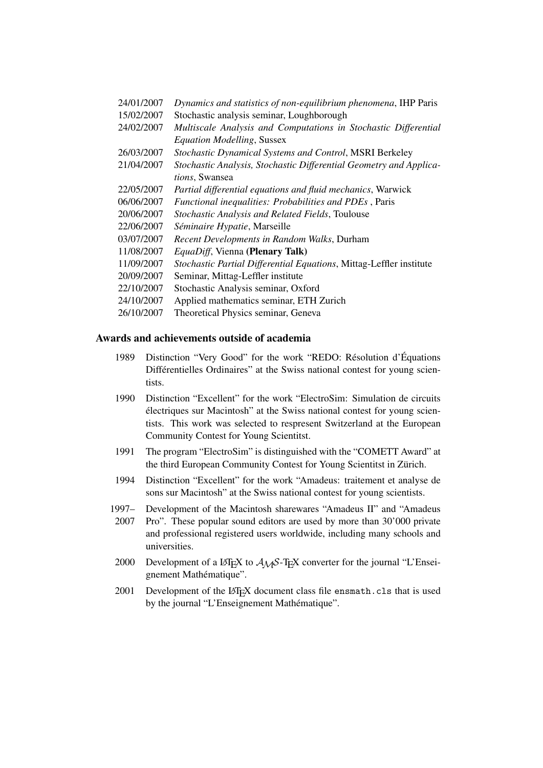| | |
|---|---|
| 24/01/2007 | *Dynamics and statistics of non-equilibrium phenomena*, IHP Paris |
| 15/02/2007 | Stochastic analysis seminar, Loughborough |
| 24/02/2007 | *Multiscale Analysis and Computations in Stochastic Differential Equation Modelling*, Sussex |
| 26/03/2007 | *Stochastic Dynamical Systems and Control*, MSRI Berkeley |
| 21/04/2007 | *Stochastic Analysis, Stochastic Differential Geometry and Applications*, Swansea |
| 22/05/2007 | *Partial differential equations and fluid mechanics*, Warwick |
| 06/06/2007 | *Functional inequalities: Probabilities and PDEs* , Paris |
| 20/06/2007 | *Stochastic Analysis and Related Fields*, Toulouse |
| 22/06/2007 | *Séminaire Hypatie*, Marseille |
| 03/07/2007 | *Recent Developments in Random Walks*, Durham |
| 11/08/2007 | *EquaDiff*, Vienna **(Plenary Talk)** |
| 11/09/2007 | *Stochastic Partial Differential Equations*, Mittag-Leffler institute |
| 20/09/2007 | Seminar, Mittag-Leffler institute |
| 22/10/2007 | Stochastic Analysis seminar, Oxford |
| 24/10/2007 | Applied mathematics seminar, ETH Zurich |
| 26/10/2007 | Theoretical Physics seminar, Geneva |

### Awards and achievements outside of academia

| | |
|---|---|
| 1989 | Distinction "Very Good" for the work "REDO: Résolution d'Équations Différentielles Ordinaires" at the Swiss national contest for young scientists. |
| 1990 | Distinction "Excellent" for the work "ElectroSim: Simulation de circuits électriques sur Macintosh" at the Swiss national contest for young scientists. This work was selected to respresent Switzerland at the European Community Contest for Young Scientitst. |
| 1991 | The program "ElectroSim" is distinguished with the "COMETT Award" at the third European Community Contest for Young Scientitst in Zürich. |
| 1994 | Distinction "Excellent" for the work "Amadeus: traitement et analyse de sons sur Macintosh" at the Swiss national contest for young scientists. |
| 1997–2007 | Development of the Macintosh sharewares "Amadeus II" and "Amadeus Pro". These popular sound editors are used by more than 30'000 private and professional registered users worldwide, including many schools and universities. |
| 2000 | Development of a LaTeX to $\mathcal{A}_{\mathcal{M}}\mathcal{S}$-TeX converter for the journal "L'Enseignement Mathématique". |
| 2001 | Development of the LaTeX document class file `ensmath.cls` that is used by the journal "L'Enseignement Mathématique". |